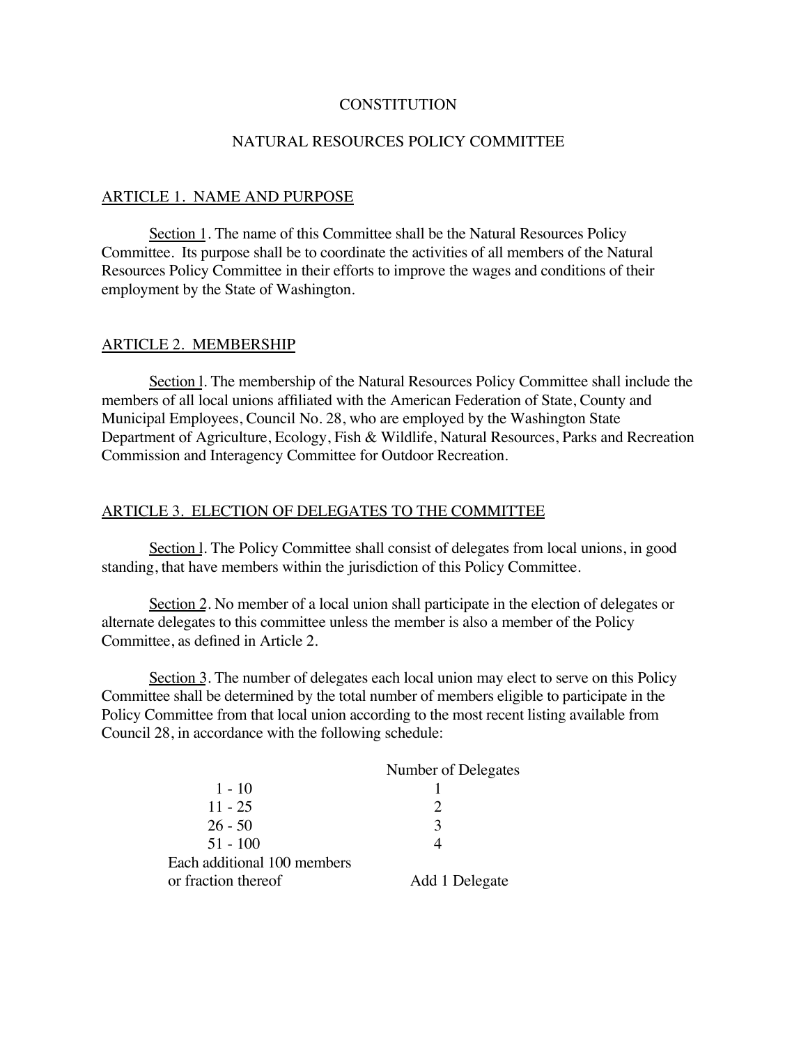# CONSTITUTION

## NATURAL RESOURCES POLICY COMMITTEE

### ARTICLE 1. NAME AND PURPOSE

Section 1. The name of this Committee shall be the Natural Resources Policy Committee. Its purpose shall be to coordinate the activities of all members of the Natural Resources Policy Committee in their efforts to improve the wages and conditions of their employment by the State of Washington.

### ARTICLE 2. MEMBERSHIP

Section l. The membership of the Natural Resources Policy Committee shall include the members of all local unions affiliated with the American Federation of State, County and Municipal Employees, Council No. 28, who are employed by the Washington State Department of Agriculture, Ecology, Fish & Wildlife, Natural Resources, Parks and Recreation Commission and Interagency Committee for Outdoor Recreation.

### ARTICLE 3. ELECTION OF DELEGATES TO THE COMMITTEE

Section l. The Policy Committee shall consist of delegates from local unions, in good standing, that have members within the jurisdiction of this Policy Committee.

Section 2. No member of a local union shall participate in the election of delegates or alternate delegates to this committee unless the member is also a member of the Policy Committee, as defined in Article 2.

Section 3. The number of delegates each local union may elect to serve on this Policy Committee shall be determined by the total number of members eligible to participate in the Policy Committee from that local union according to the most recent listing available from Council 28, in accordance with the following schedule:

| | Number of Delegates |
|---|---|
| 1 - 10 | 1 |
| 11 - 25 | 2 |
| 26 - 50 | 3 |
| 51 - 100 | 4 |
| Each additional 100 members or fraction thereof | Add 1 Delegate |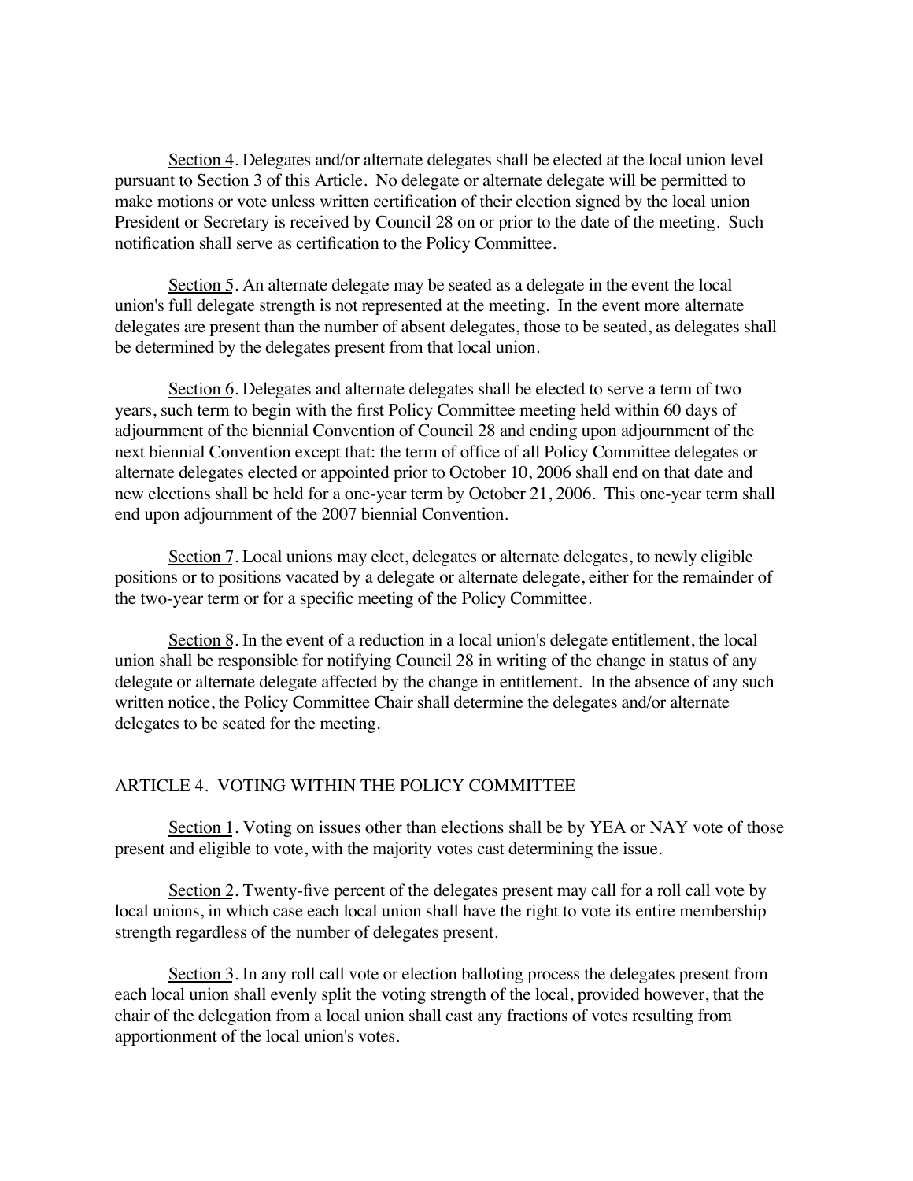Section 4. Delegates and/or alternate delegates shall be elected at the local union level pursuant to Section 3 of this Article. No delegate or alternate delegate will be permitted to make motions or vote unless written certification of their election signed by the local union President or Secretary is received by Council 28 on or prior to the date of the meeting. Such notification shall serve as certification to the Policy Committee.

Section 5. An alternate delegate may be seated as a delegate in the event the local union's full delegate strength is not represented at the meeting. In the event more alternate delegates are present than the number of absent delegates, those to be seated, as delegates shall be determined by the delegates present from that local union.

Section 6. Delegates and alternate delegates shall be elected to serve a term of two years, such term to begin with the first Policy Committee meeting held within 60 days of adjournment of the biennial Convention of Council 28 and ending upon adjournment of the next biennial Convention except that: the term of office of all Policy Committee delegates or alternate delegates elected or appointed prior to October 10, 2006 shall end on that date and new elections shall be held for a one-year term by October 21, 2006. This one-year term shall end upon adjournment of the 2007 biennial Convention.

Section 7. Local unions may elect, delegates or alternate delegates, to newly eligible positions or to positions vacated by a delegate or alternate delegate, either for the remainder of the two-year term or for a specific meeting of the Policy Committee.

Section 8. In the event of a reduction in a local union's delegate entitlement, the local union shall be responsible for notifying Council 28 in writing of the change in status of any delegate or alternate delegate affected by the change in entitlement. In the absence of any such written notice, the Policy Committee Chair shall determine the delegates and/or alternate delegates to be seated for the meeting.

## ARTICLE 4. VOTING WITHIN THE POLICY COMMITTEE

Section 1. Voting on issues other than elections shall be by YEA or NAY vote of those present and eligible to vote, with the majority votes cast determining the issue.

Section 2. Twenty-five percent of the delegates present may call for a roll call vote by local unions, in which case each local union shall have the right to vote its entire membership strength regardless of the number of delegates present.

Section 3. In any roll call vote or election balloting process the delegates present from each local union shall evenly split the voting strength of the local, provided however, that the chair of the delegation from a local union shall cast any fractions of votes resulting from apportionment of the local union's votes.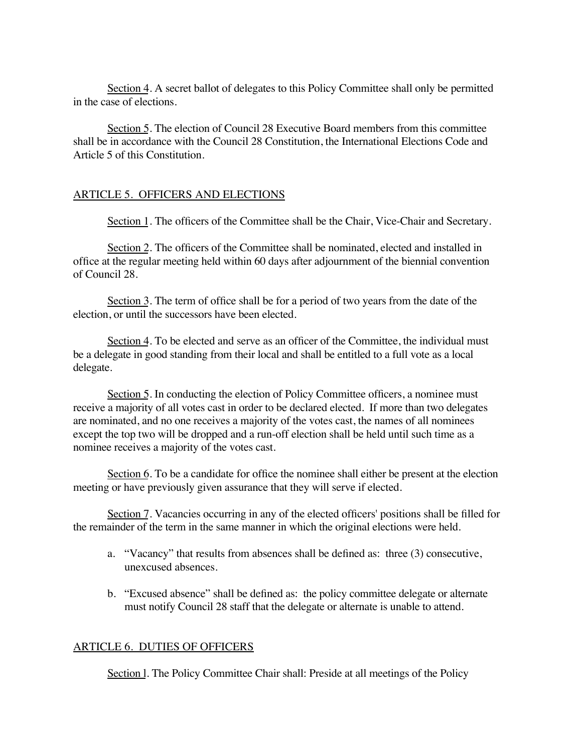Section 4. A secret ballot of delegates to this Policy Committee shall only be permitted in the case of elections.

Section 5. The election of Council 28 Executive Board members from this committee shall be in accordance with the Council 28 Constitution, the International Elections Code and Article 5 of this Constitution.

## ARTICLE 5. OFFICERS AND ELECTIONS

Section 1. The officers of the Committee shall be the Chair, Vice-Chair and Secretary.

Section 2. The officers of the Committee shall be nominated, elected and installed in office at the regular meeting held within 60 days after adjournment of the biennial convention of Council 28.

Section 3. The term of office shall be for a period of two years from the date of the election, or until the successors have been elected.

Section 4. To be elected and serve as an officer of the Committee, the individual must be a delegate in good standing from their local and shall be entitled to a full vote as a local delegate.

Section 5. In conducting the election of Policy Committee officers, a nominee must receive a majority of all votes cast in order to be declared elected. If more than two delegates are nominated, and no one receives a majority of the votes cast, the names of all nominees except the top two will be dropped and a run-off election shall be held until such time as a nominee receives a majority of the votes cast.

Section 6. To be a candidate for office the nominee shall either be present at the election meeting or have previously given assurance that they will serve if elected.

Section 7. Vacancies occurring in any of the elected officers' positions shall be filled for the remainder of the term in the same manner in which the original elections were held.

a. "Vacancy" that results from absences shall be defined as: three (3) consecutive, unexcused absences.

b. "Excused absence" shall be defined as: the policy committee delegate or alternate must notify Council 28 staff that the delegate or alternate is unable to attend.

## ARTICLE 6. DUTIES OF OFFICERS

Section l. The Policy Committee Chair shall: Preside at all meetings of the Policy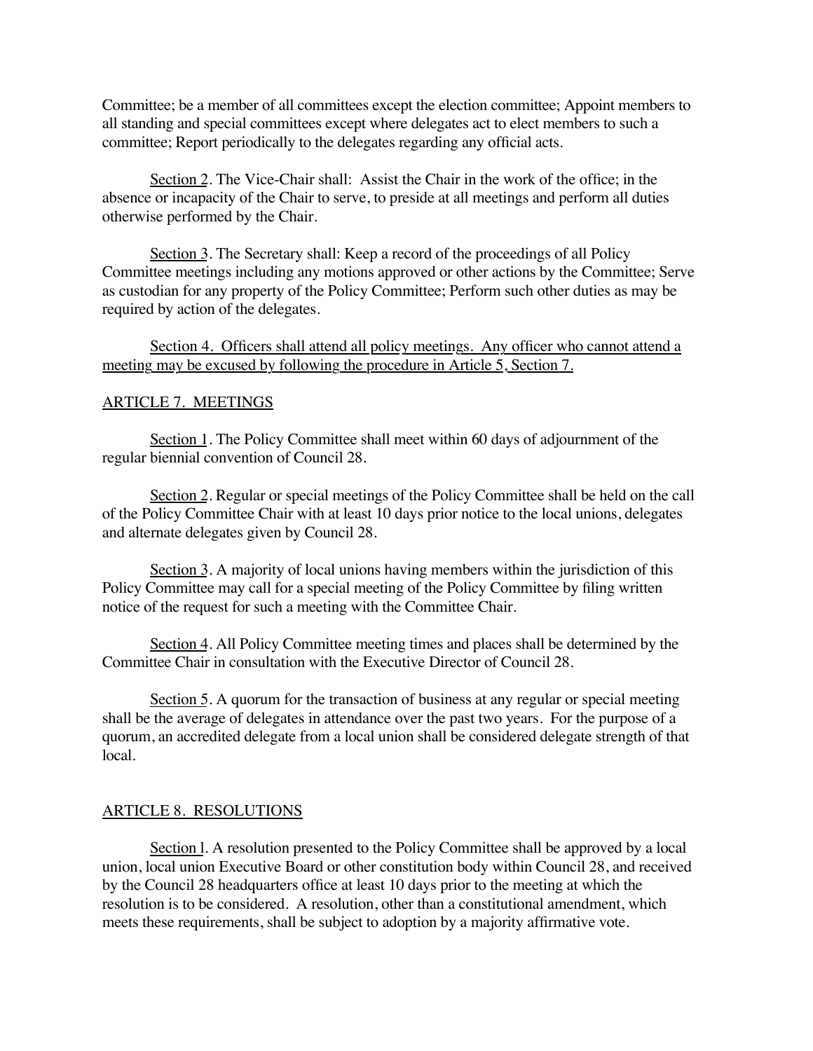Committee; be a member of all committees except the election committee; Appoint members to all standing and special committees except where delegates act to elect members to such a committee; Report periodically to the delegates regarding any official acts.

Section 2. The Vice-Chair shall: Assist the Chair in the work of the office; in the absence or incapacity of the Chair to serve, to preside at all meetings and perform all duties otherwise performed by the Chair.

Section 3. The Secretary shall: Keep a record of the proceedings of all Policy Committee meetings including any motions approved or other actions by the Committee; Serve as custodian for any property of the Policy Committee; Perform such other duties as may be required by action of the delegates.

<u>Section 4. Officers shall attend all policy meetings. Any officer who cannot attend a meeting may be excused by following the procedure in Article 5, Section 7.</u>

## ARTICLE 7. MEETINGS

Section 1. The Policy Committee shall meet within 60 days of adjournment of the regular biennial convention of Council 28.

Section 2. Regular or special meetings of the Policy Committee shall be held on the call of the Policy Committee Chair with at least 10 days prior notice to the local unions, delegates and alternate delegates given by Council 28.

Section 3. A majority of local unions having members within the jurisdiction of this Policy Committee may call for a special meeting of the Policy Committee by filing written notice of the request for such a meeting with the Committee Chair.

Section 4. All Policy Committee meeting times and places shall be determined by the Committee Chair in consultation with the Executive Director of Council 28.

Section 5. A quorum for the transaction of business at any regular or special meeting shall be the average of delegates in attendance over the past two years. For the purpose of a quorum, an accredited delegate from a local union shall be considered delegate strength of that local.

## ARTICLE 8. RESOLUTIONS

Section l. A resolution presented to the Policy Committee shall be approved by a local union, local union Executive Board or other constitution body within Council 28, and received by the Council 28 headquarters office at least 10 days prior to the meeting at which the resolution is to be considered. A resolution, other than a constitutional amendment, which meets these requirements, shall be subject to adoption by a majority affirmative vote.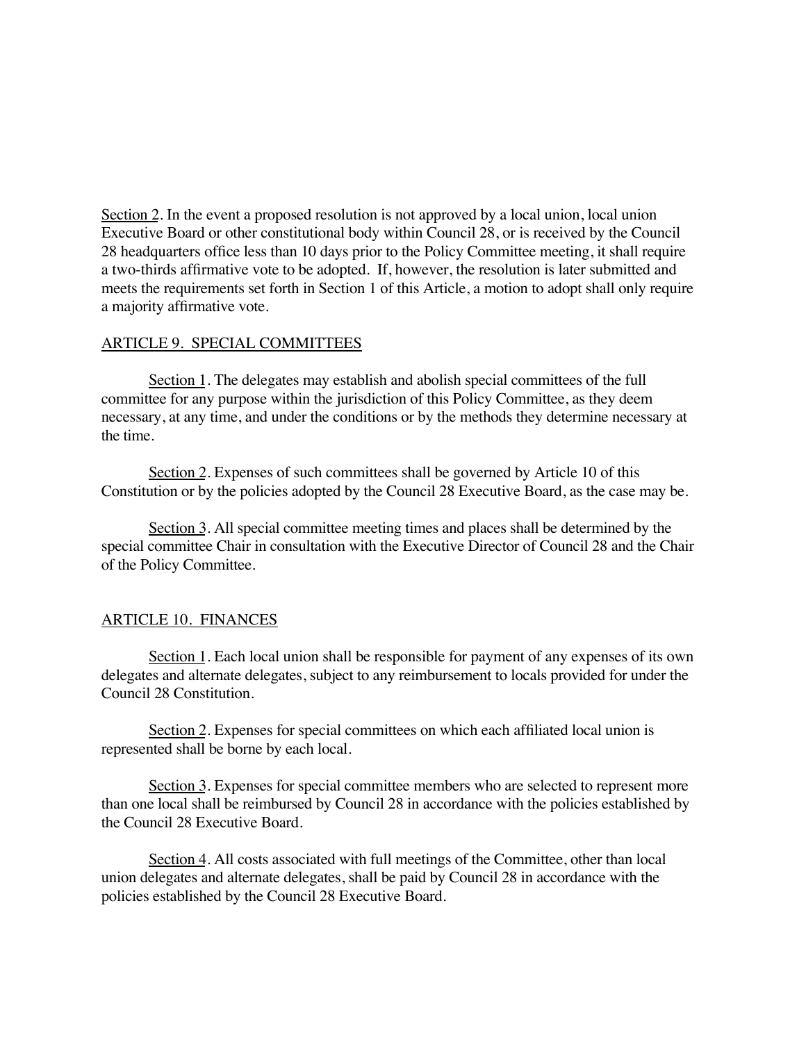Section 2. In the event a proposed resolution is not approved by a local union, local union Executive Board or other constitutional body within Council 28, or is received by the Council 28 headquarters office less than 10 days prior to the Policy Committee meeting, it shall require a two-thirds affirmative vote to be adopted. If, however, the resolution is later submitted and meets the requirements set forth in Section 1 of this Article, a motion to adopt shall only require a majority affirmative vote.

## ARTICLE 9. SPECIAL COMMITTEES

Section 1. The delegates may establish and abolish special committees of the full committee for any purpose within the jurisdiction of this Policy Committee, as they deem necessary, at any time, and under the conditions or by the methods they determine necessary at the time.

Section 2. Expenses of such committees shall be governed by Article 10 of this Constitution or by the policies adopted by the Council 28 Executive Board, as the case may be.

Section 3. All special committee meeting times and places shall be determined by the special committee Chair in consultation with the Executive Director of Council 28 and the Chair of the Policy Committee.

## ARTICLE 10. FINANCES

Section 1. Each local union shall be responsible for payment of any expenses of its own delegates and alternate delegates, subject to any reimbursement to locals provided for under the Council 28 Constitution.

Section 2. Expenses for special committees on which each affiliated local union is represented shall be borne by each local.

Section 3. Expenses for special committee members who are selected to represent more than one local shall be reimbursed by Council 28 in accordance with the policies established by the Council 28 Executive Board.

Section 4. All costs associated with full meetings of the Committee, other than local union delegates and alternate delegates, shall be paid by Council 28 in accordance with the policies established by the Council 28 Executive Board.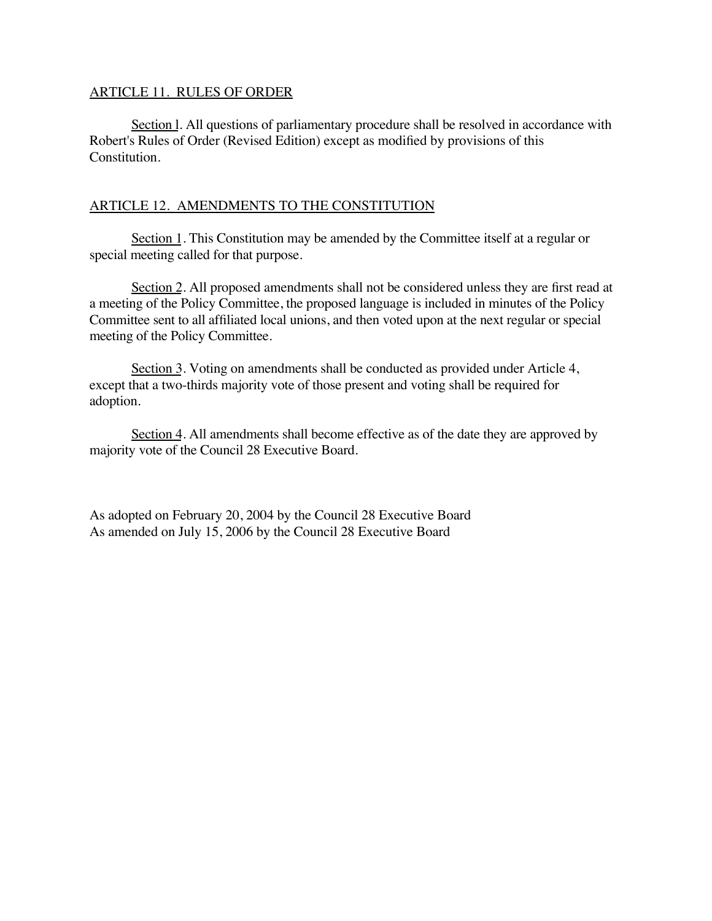## ARTICLE 11. RULES OF ORDER

Section l. All questions of parliamentary procedure shall be resolved in accordance with Robert's Rules of Order (Revised Edition) except as modified by provisions of this Constitution.

## ARTICLE 12. AMENDMENTS TO THE CONSTITUTION

Section 1. This Constitution may be amended by the Committee itself at a regular or special meeting called for that purpose.

Section 2. All proposed amendments shall not be considered unless they are first read at a meeting of the Policy Committee, the proposed language is included in minutes of the Policy Committee sent to all affiliated local unions, and then voted upon at the next regular or special meeting of the Policy Committee.

Section 3. Voting on amendments shall be conducted as provided under Article 4, except that a two-thirds majority vote of those present and voting shall be required for adoption.

Section 4. All amendments shall become effective as of the date they are approved by majority vote of the Council 28 Executive Board.

As adopted on February 20, 2004 by the Council 28 Executive Board
As amended on July 15, 2006 by the Council 28 Executive Board